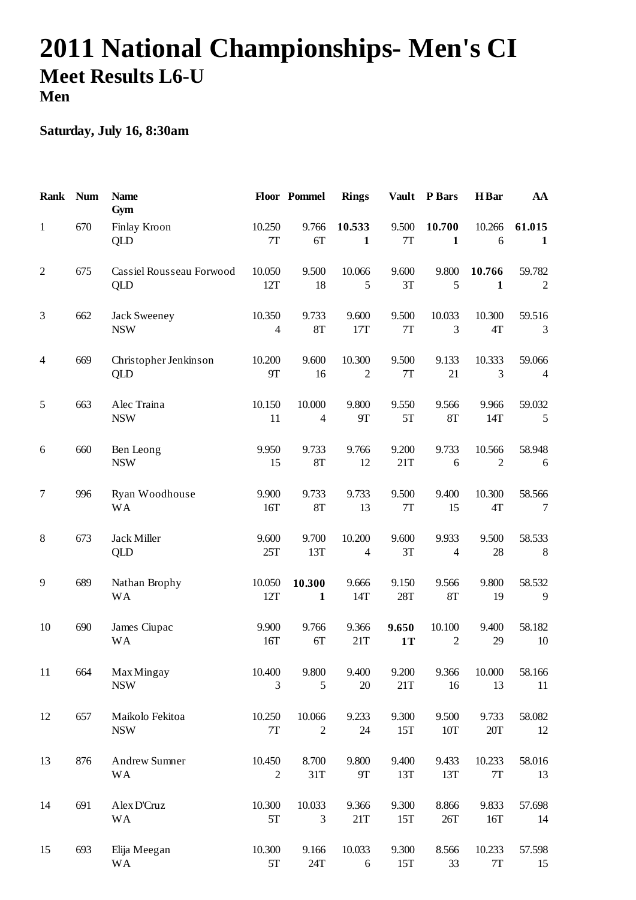# 2011 National Championships- Men's CI

## Meet Results L6-U

### Men

**Saturday, July 16, 8:30am**

| Rank | Num | Name<br>Gym | Floor | Pommel | Rings | Vault | P Bars | H Bar | AA |
|---|---|---|---|---|---|---|---|---|---|
| 1 | 670 | Finlay Kroon<br>QLD | 10.250<br>7T | 9.766<br>6T | **10.533**<br>**1** | 9.500<br>7T | **10.700**<br>**1** | 10.266<br>6 | **61.015**<br>**1** |
| 2 | 675 | Cassiel Rousseau Forwood<br>QLD | 10.050<br>12T | 9.500<br>18 | 10.066<br>5 | 9.600<br>3T | 9.800<br>5 | **10.766**<br>**1** | 59.782<br>2 |
| 3 | 662 | Jack Sweeney<br>NSW | 10.350<br>4 | 9.733<br>8T | 9.600<br>17T | 9.500<br>7T | 10.033<br>3 | 10.300<br>4T | 59.516<br>3 |
| 4 | 669 | Christopher Jenkinson<br>QLD | 10.200<br>9T | 9.600<br>16 | 10.300<br>2 | 9.500<br>7T | 9.133<br>21 | 10.333<br>3 | 59.066<br>4 |
| 5 | 663 | Alec Traina<br>NSW | 10.150<br>11 | 10.000<br>4 | 9.800<br>9T | 9.550<br>5T | 9.566<br>8T | 9.966<br>14T | 59.032<br>5 |
| 6 | 660 | Ben Leong<br>NSW | 9.950<br>15 | 9.733<br>8T | 9.766<br>12 | 9.200<br>21T | 9.733<br>6 | 10.566<br>2 | 58.948<br>6 |
| 7 | 996 | Ryan Woodhouse<br>WA | 9.900<br>16T | 9.733<br>8T | 9.733<br>13 | 9.500<br>7T | 9.400<br>15 | 10.300<br>4T | 58.566<br>7 |
| 8 | 673 | Jack Miller<br>QLD | 9.600<br>25T | 9.700<br>13T | 10.200<br>4 | 9.600<br>3T | 9.933<br>4 | 9.500<br>28 | 58.533<br>8 |
| 9 | 689 | Nathan Brophy<br>WA | 10.050<br>12T | **10.300**<br>**1** | 9.666<br>14T | 9.150<br>28T | 9.566<br>8T | 9.800<br>19 | 58.532<br>9 |
| 10 | 690 | James Ciupac<br>WA | 9.900<br>16T | 9.766<br>6T | 9.366<br>21T | **9.650**<br>**1T** | 10.100<br>2 | 9.400<br>29 | 58.182<br>10 |
| 11 | 664 | Max Mingay<br>NSW | 10.400<br>3 | 9.800<br>5 | 9.400<br>20 | 9.200<br>21T | 9.366<br>16 | 10.000<br>13 | 58.166<br>11 |
| 12 | 657 | Maikolo Fekitoa<br>NSW | 10.250<br>7T | 10.066<br>2 | 9.233<br>24 | 9.300<br>15T | 9.500<br>10T | 9.733<br>20T | 58.082<br>12 |
| 13 | 876 | Andrew Sumner<br>WA | 10.450<br>2 | 8.700<br>31T | 9.800<br>9T | 9.400<br>13T | 9.433<br>13T | 10.233<br>7T | 58.016<br>13 |
| 14 | 691 | Alex D'Cruz<br>WA | 10.300<br>5T | 10.033<br>3 | 9.366<br>21T | 9.300<br>15T | 8.866<br>26T | 9.833<br>16T | 57.698<br>14 |
| 15 | 693 | Elija Meegan<br>WA | 10.300<br>5T | 9.166<br>24T | 10.033<br>6 | 9.300<br>15T | 8.566<br>33 | 10.233<br>7T | 57.598<br>15 |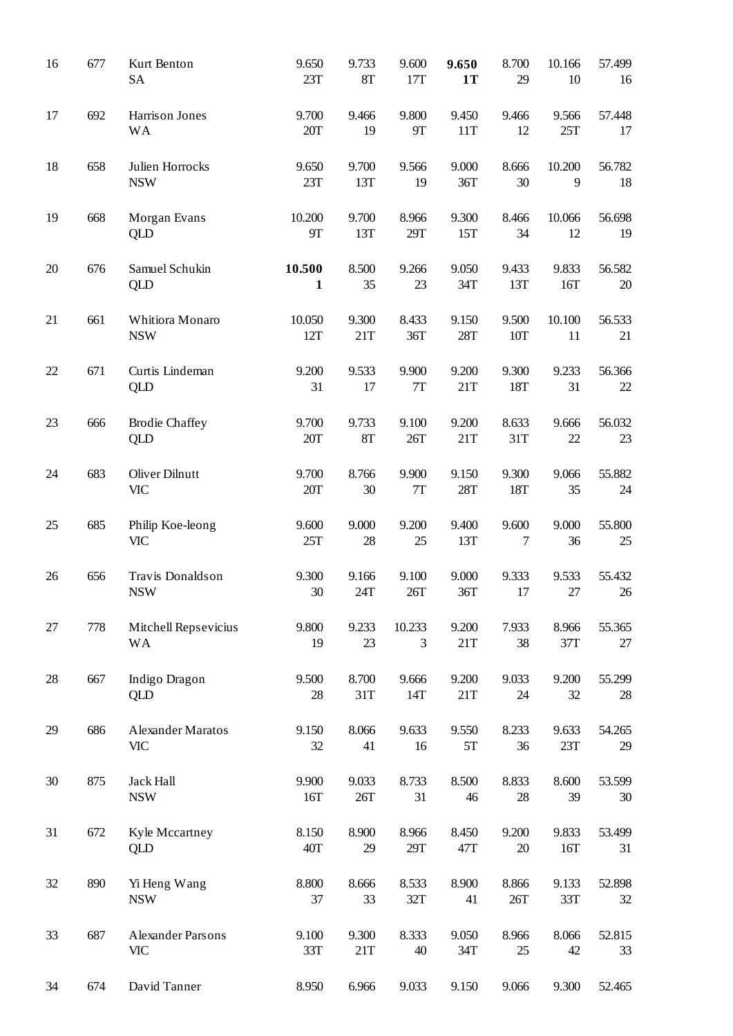| | | | | | | | | | |
|---|---|---|---|---|---|---|---|---|---|
| 16 | 677 | Kurt Benton<br>SA | 9.650<br>23T | 9.733<br>8T | 9.600<br>17T | **9.650**<br>**1T** | 8.700<br>29 | 10.166<br>10 | 57.499<br>16 |
| 17 | 692 | Harrison Jones<br>WA | 9.700<br>20T | 9.466<br>19 | 9.800<br>9T | 9.450<br>11T | 9.466<br>12 | 9.566<br>25T | 57.448<br>17 |
| 18 | 658 | Julien Horrocks<br>NSW | 9.650<br>23T | 9.700<br>13T | 9.566<br>19 | 9.000<br>36T | 8.666<br>30 | 10.200<br>9 | 56.782<br>18 |
| 19 | 668 | Morgan Evans<br>QLD | 10.200<br>9T | 9.700<br>13T | 8.966<br>29T | 9.300<br>15T | 8.466<br>34 | 10.066<br>12 | 56.698<br>19 |
| 20 | 676 | Samuel Schukin<br>QLD | **10.500**<br>**1** | 8.500<br>35 | 9.266<br>23 | 9.050<br>34T | 9.433<br>13T | 9.833<br>16T | 56.582<br>20 |
| 21 | 661 | Whitiora Monaro<br>NSW | 10.050<br>12T | 9.300<br>21T | 8.433<br>36T | 9.150<br>28T | 9.500<br>10T | 10.100<br>11 | 56.533<br>21 |
| 22 | 671 | Curtis Lindeman<br>QLD | 9.200<br>31 | 9.533<br>17 | 9.900<br>7T | 9.200<br>21T | 9.300<br>18T | 9.233<br>31 | 56.366<br>22 |
| 23 | 666 | Brodie Chaffey<br>QLD | 9.700<br>20T | 9.733<br>8T | 9.100<br>26T | 9.200<br>21T | 8.633<br>31T | 9.666<br>22 | 56.032<br>23 |
| 24 | 683 | Oliver Dilnutt<br>VIC | 9.700<br>20T | 8.766<br>30 | 9.900<br>7T | 9.150<br>28T | 9.300<br>18T | 9.066<br>35 | 55.882<br>24 |
| 25 | 685 | Philip Koe-leong<br>VIC | 9.600<br>25T | 9.000<br>28 | 9.200<br>25 | 9.400<br>13T | 9.600<br>7 | 9.000<br>36 | 55.800<br>25 |
| 26 | 656 | Travis Donaldson<br>NSW | 9.300<br>30 | 9.166<br>24T | 9.100<br>26T | 9.000<br>36T | 9.333<br>17 | 9.533<br>27 | 55.432<br>26 |
| 27 | 778 | Mitchell Repsevicius<br>WA | 9.800<br>19 | 9.233<br>23 | 10.233<br>3 | 9.200<br>21T | 7.933<br>38 | 8.966<br>37T | 55.365<br>27 |
| 28 | 667 | Indigo Dragon<br>QLD | 9.500<br>28 | 8.700<br>31T | 9.666<br>14T | 9.200<br>21T | 9.033<br>24 | 9.200<br>32 | 55.299<br>28 |
| 29 | 686 | Alexander Maratos<br>VIC | 9.150<br>32 | 8.066<br>41 | 9.633<br>16 | 9.550<br>5T | 8.233<br>36 | 9.633<br>23T | 54.265<br>29 |
| 30 | 875 | Jack Hall<br>NSW | 9.900<br>16T | 9.033<br>26T | 8.733<br>31 | 8.500<br>46 | 8.833<br>28 | 8.600<br>39 | 53.599<br>30 |
| 31 | 672 | Kyle Mccartney<br>QLD | 8.150<br>40T | 8.900<br>29 | 8.966<br>29T | 8.450<br>47T | 9.200<br>20 | 9.833<br>16T | 53.499<br>31 |
| 32 | 890 | Yi Heng Wang<br>NSW | 8.800<br>37 | 8.666<br>33 | 8.533<br>32T | 8.900<br>41 | 8.866<br>26T | 9.133<br>33T | 52.898<br>32 |
| 33 | 687 | Alexander Parsons<br>VIC | 9.100<br>33T | 9.300<br>21T | 8.333<br>40 | 9.050<br>34T | 8.966<br>25 | 8.066<br>42 | 52.815<br>33 |
| 34 | 674 | David Tanner | 8.950 | 6.966 | 9.033 | 9.150 | 9.066 | 9.300 | 52.465 |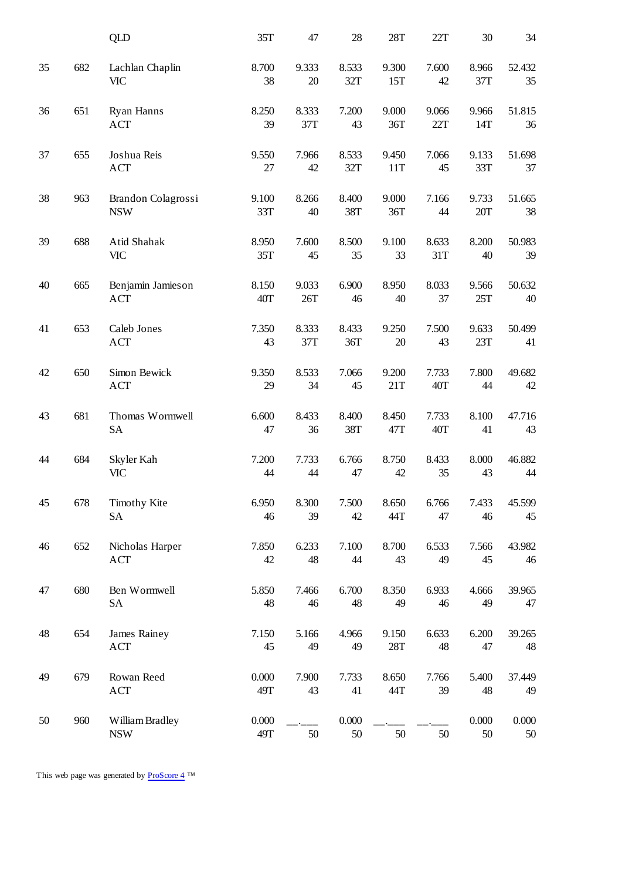| | | | | | | | | | |
|---|---|---|---|---|---|---|---|---|---|
| | | QLD | 35T | 47 | 28 | 28T | 22T | 30 | 34 |
| 35 | 682 | Lachlan Chaplin | 8.700 | 9.333 | 8.533 | 9.300 | 7.600 | 8.966 | 52.432 |
| | | VIC | 38 | 20 | 32T | 15T | 42 | 37T | 35 |
| 36 | 651 | Ryan Hanns | 8.250 | 8.333 | 7.200 | 9.000 | 9.066 | 9.966 | 51.815 |
| | | ACT | 39 | 37T | 43 | 36T | 22T | 14T | 36 |
| 37 | 655 | Joshua Reis | 9.550 | 7.966 | 8.533 | 9.450 | 7.066 | 9.133 | 51.698 |
| | | ACT | 27 | 42 | 32T | 11T | 45 | 33T | 37 |
| 38 | 963 | Brandon Colagrossi | 9.100 | 8.266 | 8.400 | 9.000 | 7.166 | 9.733 | 51.665 |
| | | NSW | 33T | 40 | 38T | 36T | 44 | 20T | 38 |
| 39 | 688 | Atid Shahak | 8.950 | 7.600 | 8.500 | 9.100 | 8.633 | 8.200 | 50.983 |
| | | VIC | 35T | 45 | 35 | 33 | 31T | 40 | 39 |
| 40 | 665 | Benjamin Jamieson | 8.150 | 9.033 | 6.900 | 8.950 | 8.033 | 9.566 | 50.632 |
| | | ACT | 40T | 26T | 46 | 40 | 37 | 25T | 40 |
| 41 | 653 | Caleb Jones | 7.350 | 8.333 | 8.433 | 9.250 | 7.500 | 9.633 | 50.499 |
| | | ACT | 43 | 37T | 36T | 20 | 43 | 23T | 41 |
| 42 | 650 | Simon Bewick | 9.350 | 8.533 | 7.066 | 9.200 | 7.733 | 7.800 | 49.682 |
| | | ACT | 29 | 34 | 45 | 21T | 40T | 44 | 42 |
| 43 | 681 | Thomas Wormwell | 6.600 | 8.433 | 8.400 | 8.450 | 7.733 | 8.100 | 47.716 |
| | | SA | 47 | 36 | 38T | 47T | 40T | 41 | 43 |
| 44 | 684 | Skyler Kah | 7.200 | 7.733 | 6.766 | 8.750 | 8.433 | 8.000 | 46.882 |
| | | VIC | 44 | 44 | 47 | 42 | 35 | 43 | 44 |
| 45 | 678 | Timothy Kite | 6.950 | 8.300 | 7.500 | 8.650 | 6.766 | 7.433 | 45.599 |
| | | SA | 46 | 39 | 42 | 44T | 47 | 46 | 45 |
| 46 | 652 | Nicholas Harper | 7.850 | 6.233 | 7.100 | 8.700 | 6.533 | 7.566 | 43.982 |
| | | ACT | 42 | 48 | 44 | 43 | 49 | 45 | 46 |
| 47 | 680 | Ben Wormwell | 5.850 | 7.466 | 6.700 | 8.350 | 6.933 | 4.666 | 39.965 |
| | | SA | 48 | 46 | 48 | 49 | 46 | 49 | 47 |
| 48 | 654 | James Rainey | 7.150 | 5.166 | 4.966 | 9.150 | 6.633 | 6.200 | 39.265 |
| | | ACT | 45 | 49 | 49 | 28T | 48 | 47 | 48 |
| 49 | 679 | Rowan Reed | 0.000 | 7.900 | 7.733 | 8.650 | 7.766 | 5.400 | 37.449 |
| | | ACT | 49T | 43 | 41 | 44T | 39 | 48 | 49 |
| 50 | 960 | William Bradley | 0.000 | __.___ | 0.000 | __.___ | __.___ | 0.000 | 0.000 |
| | | NSW | 49T | 50 | 50 | 50 | 50 | 50 | 50 |

This web page was generated by ProScore 4 ™